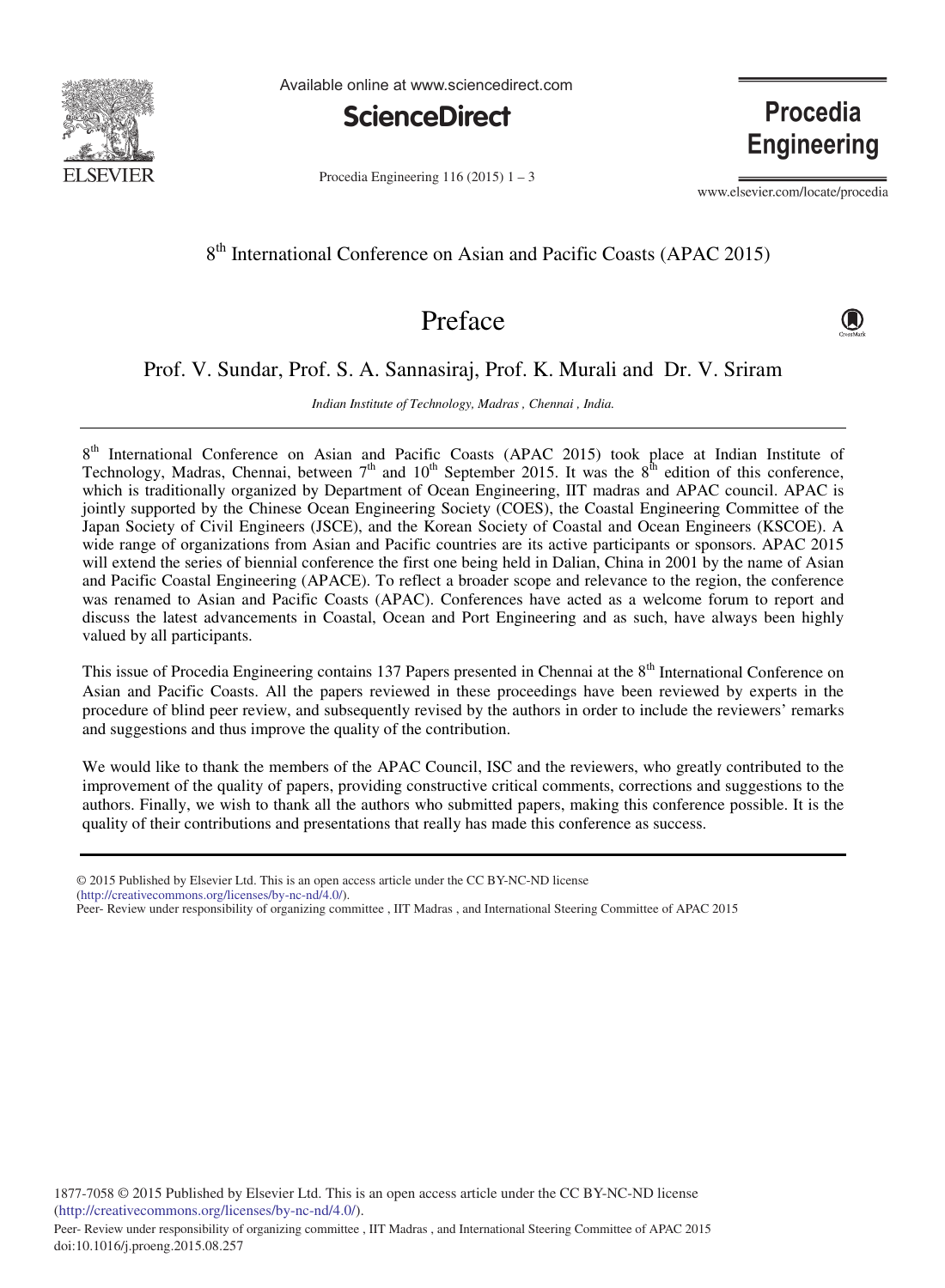8th International Conference on Asian and Pacific Coasts (APAC 2015)

# Preface

Prof. V. Sundar, Prof. S. A. Sannasiraj, Prof. K. Murali and Dr. V. Sriram

*Indian Institute of Technology, Madras , Chennai , India.*

---

8th International Conference on Asian and Pacific Coasts (APAC 2015) took place at Indian Institute of Technology, Madras, Chennai, between 7th and 10th September 2015. It was the 8th edition of this conference, which is traditionally organized by Department of Ocean Engineering, IIT madras and APAC council. APAC is jointly supported by the Chinese Ocean Engineering Society (COES), the Coastal Engineering Committee of the Japan Society of Civil Engineers (JSCE), and the Korean Society of Coastal and Ocean Engineers (KSCOE). A wide range of organizations from Asian and Pacific countries are its active participants or sponsors. APAC 2015 will extend the series of biennial conference the first one being held in Dalian, China in 2001 by the name of Asian and Pacific Coastal Engineering (APACE). To reflect a broader scope and relevance to the region, the conference was renamed to Asian and Pacific Coasts (APAC). Conferences have acted as a welcome forum to report and discuss the latest advancements in Coastal, Ocean and Port Engineering and as such, have always been highly valued by all participants.

This issue of Procedia Engineering contains 137 Papers presented in Chennai at the 8th International Conference on Asian and Pacific Coasts. All the papers reviewed in these proceedings have been reviewed by experts in the procedure of blind peer review, and subsequently revised by the authors in order to include the reviewers' remarks and suggestions and thus improve the quality of the contribution.

We would like to thank the members of the APAC Council, ISC and the reviewers, who greatly contributed to the improvement of the quality of papers, providing constructive critical comments, corrections and suggestions to the authors. Finally, we wish to thank all the authors who submitted papers, making this conference possible. It is the quality of their contributions and presentations that really has made this conference as success.

---

© 2015 Published by Elsevier Ltd. This is an open access article under the CC BY-NC-ND license (http://creativecommons.org/licenses/by-nc-nd/4.0/).
Peer- Review under responsibility of organizing committee , IIT Madras , and International Steering Committee of APAC 2015

1877-7058 © 2015 Published by Elsevier Ltd. This is an open access article under the CC BY-NC-ND license (http://creativecommons.org/licenses/by-nc-nd/4.0/).
Peer- Review under responsibility of organizing committee , IIT Madras , and International Steering Committee of APAC 2015
doi:10.1016/j.proeng.2015.08.257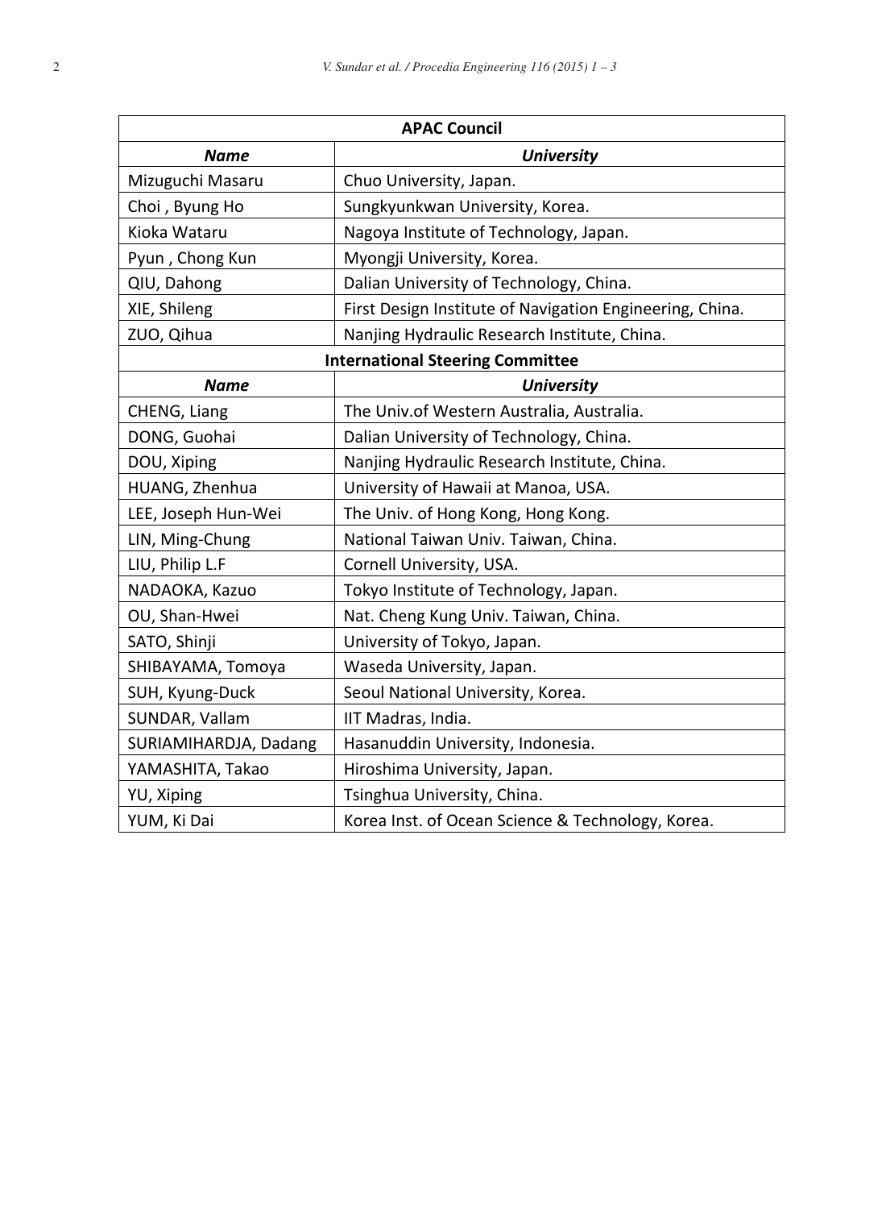| APAC Council | |
|---|---|
| ***Name*** | ***University*** |
| Mizuguchi Masaru | Chuo University, Japan. |
| Choi , Byung Ho | Sungkyunkwan University, Korea. |
| Kioka Wataru | Nagoya Institute of Technology, Japan. |
| Pyun , Chong Kun | Myongji University, Korea. |
| QIU, Dahong | Dalian University of Technology, China. |
| XIE, Shileng | First Design Institute of Navigation Engineering, China. |
| ZUO, Qihua | Nanjing Hydraulic Research Institute, China. |
| **International Steering Committee** | |
| ***Name*** | ***University*** |
| CHENG, Liang | The Univ.of Western Australia, Australia. |
| DONG, Guohai | Dalian University of Technology, China. |
| DOU, Xiping | Nanjing Hydraulic Research Institute, China. |
| HUANG, Zhenhua | University of Hawaii at Manoa, USA. |
| LEE, Joseph Hun-Wei | The Univ. of Hong Kong, Hong Kong. |
| LIN, Ming-Chung | National Taiwan Univ. Taiwan, China. |
| LIU, Philip L.F | Cornell University, USA. |
| NADAOKA, Kazuo | Tokyo Institute of Technology, Japan. |
| OU, Shan-Hwei | Nat. Cheng Kung Univ. Taiwan, China. |
| SATO, Shinji | University of Tokyo, Japan. |
| SHIBAYAMA, Tomoya | Waseda University, Japan. |
| SUH, Kyung-Duck | Seoul National University, Korea. |
| SUNDAR, Vallam | IIT Madras, India. |
| SURIAMIHARDJA, Dadang | Hasanuddin University, Indonesia. |
| YAMASHITA, Takao | Hiroshima University, Japan. |
| YU, Xiping | Tsinghua University, China. |
| YUM, Ki Dai | Korea Inst. of Ocean Science & Technology, Korea. |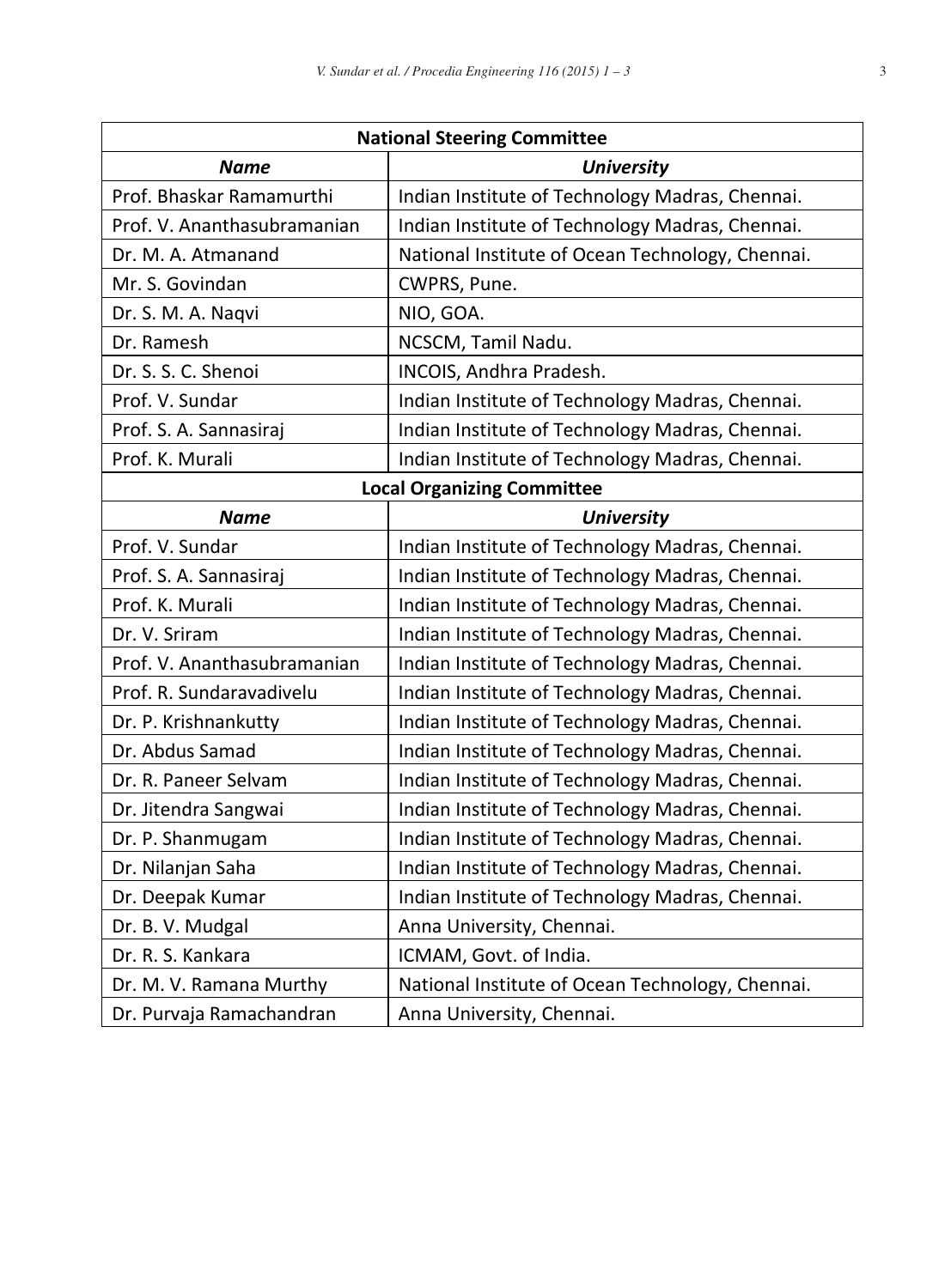| National Steering Committee | |
|---|---|
| ***Name*** | ***University*** |
| Prof. Bhaskar Ramamurthi | Indian Institute of Technology Madras, Chennai. |
| Prof. V. Ananthasubramanian | Indian Institute of Technology Madras, Chennai. |
| Dr. M. A. Atmanand | National Institute of Ocean Technology, Chennai. |
| Mr. S. Govindan | CWPRS, Pune. |
| Dr. S. M. A. Naqvi | NIO, GOA. |
| Dr. Ramesh | NCSCM, Tamil Nadu. |
| Dr. S. S. C. Shenoi | INCOIS, Andhra Pradesh. |
| Prof. V. Sundar | Indian Institute of Technology Madras, Chennai. |
| Prof. S. A. Sannasiraj | Indian Institute of Technology Madras, Chennai. |
| Prof. K. Murali | Indian Institute of Technology Madras, Chennai. |

| Local Organizing Committee | |
|---|---|
| ***Name*** | ***University*** |
| Prof. V. Sundar | Indian Institute of Technology Madras, Chennai. |
| Prof. S. A. Sannasiraj | Indian Institute of Technology Madras, Chennai. |
| Prof. K. Murali | Indian Institute of Technology Madras, Chennai. |
| Dr. V. Sriram | Indian Institute of Technology Madras, Chennai. |
| Prof. V. Ananthasubramanian | Indian Institute of Technology Madras, Chennai. |
| Prof. R. Sundaravadivelu | Indian Institute of Technology Madras, Chennai. |
| Dr. P. Krishnankutty | Indian Institute of Technology Madras, Chennai. |
| Dr. Abdus Samad | Indian Institute of Technology Madras, Chennai. |
| Dr. R. Paneer Selvam | Indian Institute of Technology Madras, Chennai. |
| Dr. Jitendra Sangwai | Indian Institute of Technology Madras, Chennai. |
| Dr. P. Shanmugam | Indian Institute of Technology Madras, Chennai. |
| Dr. Nilanjan Saha | Indian Institute of Technology Madras, Chennai. |
| Dr. Deepak Kumar | Indian Institute of Technology Madras, Chennai. |
| Dr. B. V. Mudgal | Anna University, Chennai. |
| Dr. R. S. Kankara | ICMAM, Govt. of India. |
| Dr. M. V. Ramana Murthy | National Institute of Ocean Technology, Chennai. |
| Dr. Purvaja Ramachandran | Anna University, Chennai. |